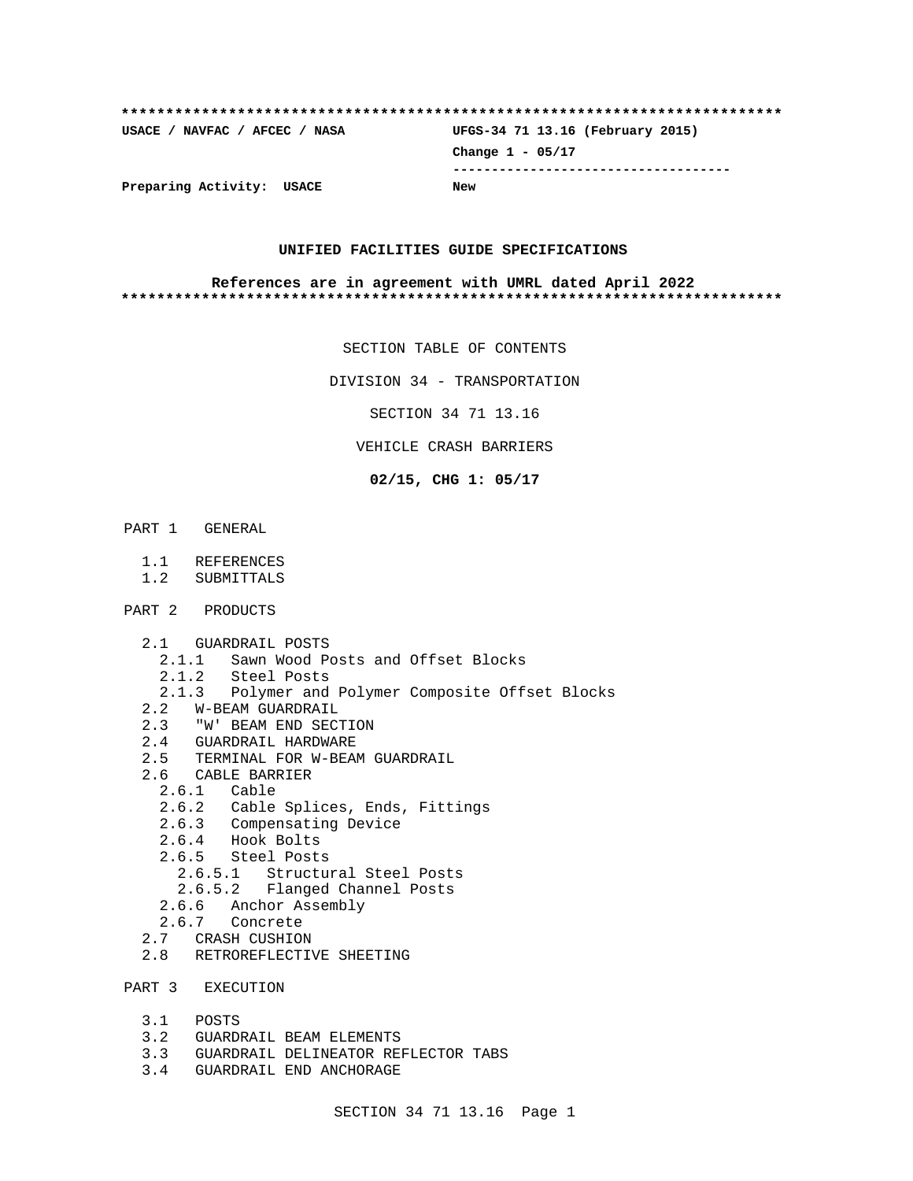**************************************************************************

**USACE / NAVFAC / AFCEC / NASA** **UFGS-34 71 13.16 (February 2015)**

**Change 1 - 05/17**

-----------------------------------

**Preparing Activity: USACE** **New**

**UNIFIED FACILITIES GUIDE SPECIFICATIONS**

**References are in agreement with UMRL dated April 2022**

**************************************************************************

SECTION TABLE OF CONTENTS

DIVISION 34 - TRANSPORTATION

SECTION 34 71 13.16

VEHICLE CRASH BARRIERS

**02/15, CHG 1: 05/17**

PART 1 GENERAL

- 1.1 REFERENCES
- 1.2 SUBMITTALS

PART 2 PRODUCTS

- 2.1 GUARDRAIL POSTS
  - 2.1.1 Sawn Wood Posts and Offset Blocks
  - 2.1.2 Steel Posts
  - 2.1.3 Polymer and Polymer Composite Offset Blocks
- 2.2 W-BEAM GUARDRAIL
- 2.3 "W' BEAM END SECTION
- 2.4 GUARDRAIL HARDWARE
- 2.5 TERMINAL FOR W-BEAM GUARDRAIL
- 2.6 CABLE BARRIER
  - 2.6.1 Cable
  - 2.6.2 Cable Splices, Ends, Fittings
  - 2.6.3 Compensating Device
  - 2.6.4 Hook Bolts
  - 2.6.5 Steel Posts
    - 2.6.5.1 Structural Steel Posts
    - 2.6.5.2 Flanged Channel Posts
  - 2.6.6 Anchor Assembly
  - 2.6.7 Concrete
- 2.7 CRASH CUSHION
- 2.8 RETROREFLECTIVE SHEETING

PART 3 EXECUTION

- 3.1 POSTS
- 3.2 GUARDRAIL BEAM ELEMENTS
- 3.3 GUARDRAIL DELINEATOR REFLECTOR TABS
- 3.4 GUARDRAIL END ANCHORAGE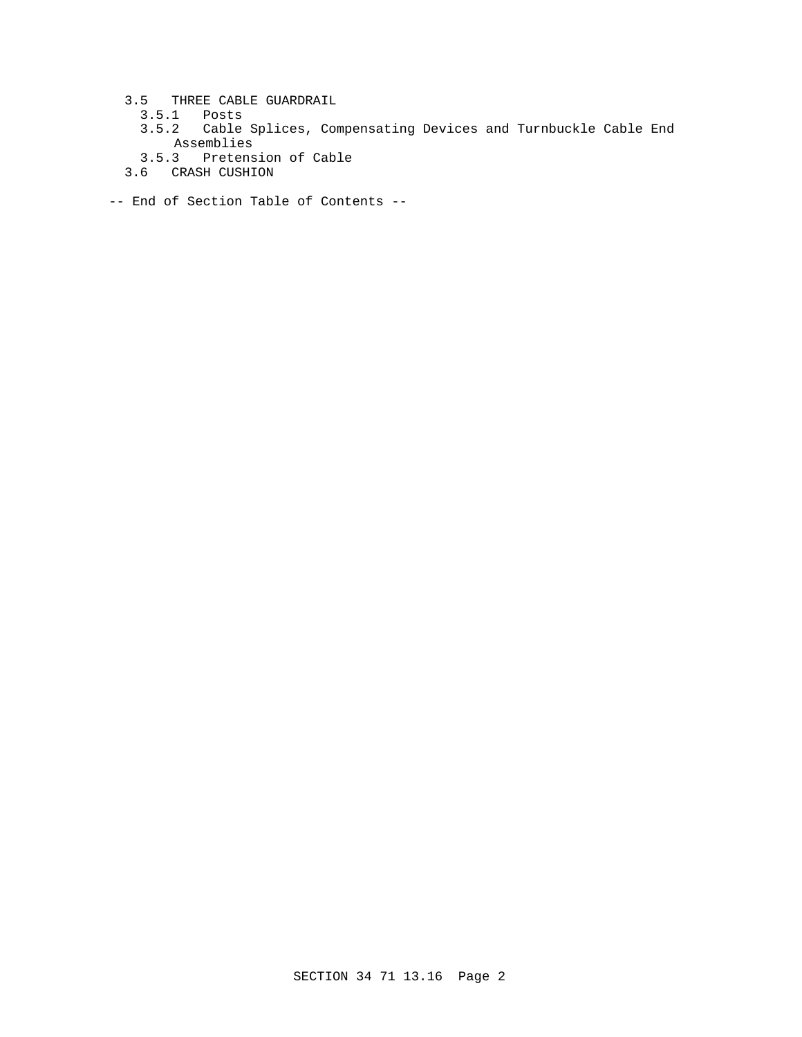3.5 THREE CABLE GUARDRAIL
  3.5.1 Posts
  3.5.2 Cable Splices, Compensating Devices and Turnbuckle Cable End Assemblies
  3.5.3 Pretension of Cable
3.6 CRASH CUSHION

-- End of Section Table of Contents --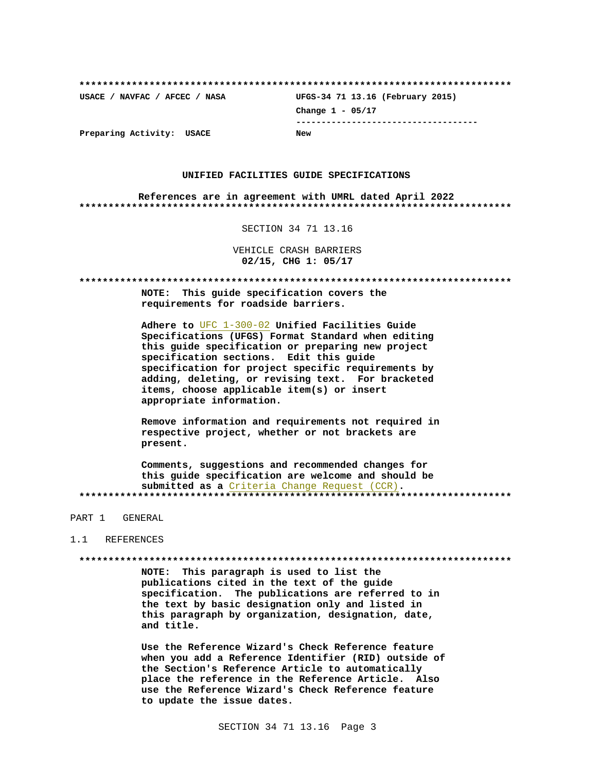**************************************************************************

USACE / NAVFAC / AFCEC / NASA UFGS-34 71 13.16 (February 2015)

Change 1 - 05/17

-----------------------------------

Preparing Activity: USACE New

**UNIFIED FACILITIES GUIDE SPECIFICATIONS**

**References are in agreement with UMRL dated April 2022**

**************************************************************************

SECTION 34 71 13.16

VEHICLE CRASH BARRIERS

**02/15, CHG 1: 05/17**

**************************************************************************

**NOTE: This guide specification covers the requirements for roadside barriers.**

**Adhere to UFC 1-300-02 Unified Facilities Guide Specifications (UFGS) Format Standard when editing this guide specification or preparing new project specification sections. Edit this guide specification for project specific requirements by adding, deleting, or revising text. For bracketed items, choose applicable item(s) or insert appropriate information.**

**Remove information and requirements not required in respective project, whether or not brackets are present.**

**Comments, suggestions and recommended changes for this guide specification are welcome and should be submitted as a Criteria Change Request (CCR).**

**************************************************************************

PART 1 GENERAL

1.1 REFERENCES

**************************************************************************

**NOTE: This paragraph is used to list the publications cited in the text of the guide specification. The publications are referred to in the text by basic designation only and listed in this paragraph by organization, designation, date, and title.**

**Use the Reference Wizard's Check Reference feature when you add a Reference Identifier (RID) outside of the Section's Reference Article to automatically place the reference in the Reference Article. Also use the Reference Wizard's Check Reference feature to update the issue dates.**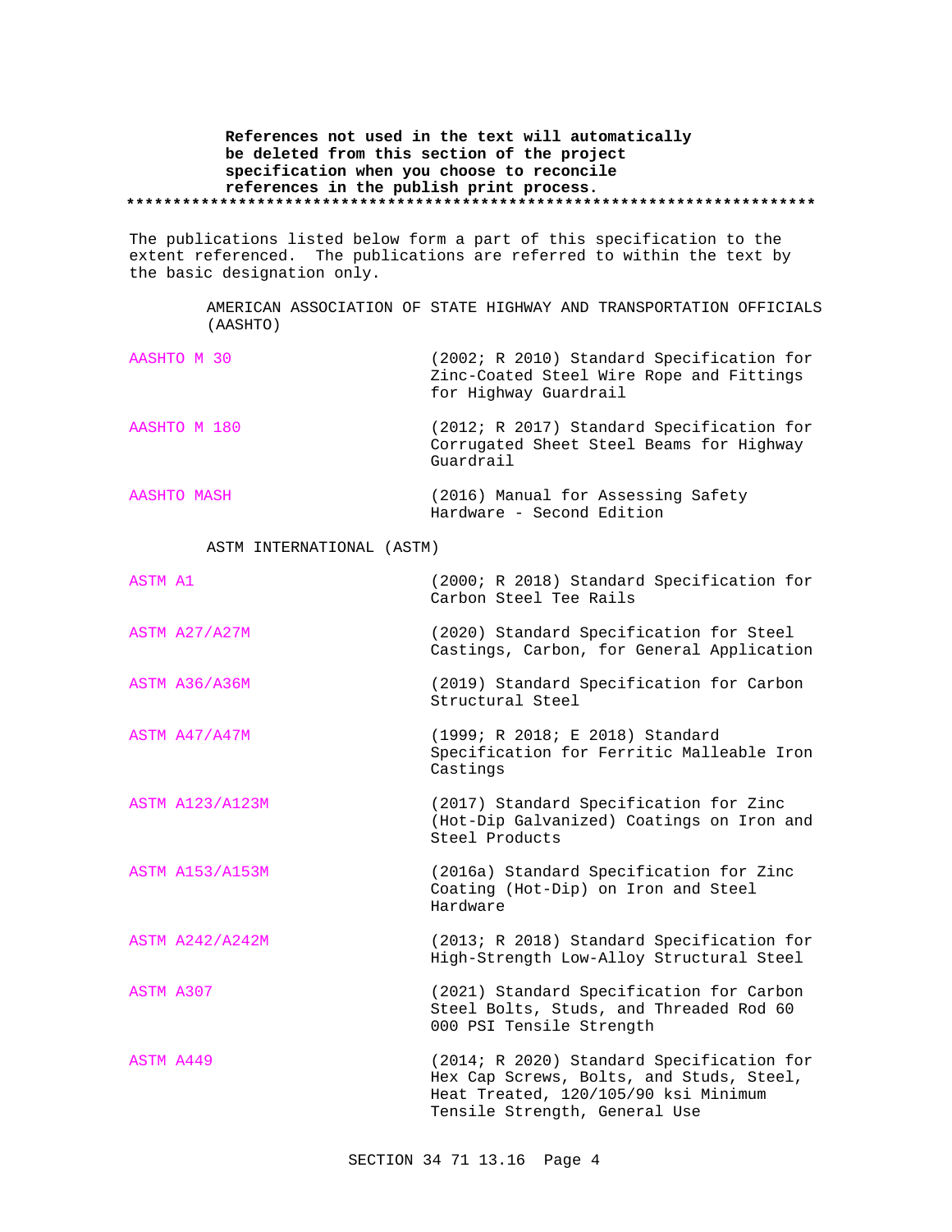**References not used in the text will automatically be deleted from this section of the project specification when you choose to reconcile references in the publish print process.**
**************************************************************************

The publications listed below form a part of this specification to the extent referenced. The publications are referred to within the text by the basic designation only.

AMERICAN ASSOCIATION OF STATE HIGHWAY AND TRANSPORTATION OFFICIALS (AASHTO)

| | |
|---|---|
| AASHTO M 30 | (2002; R 2010) Standard Specification for Zinc-Coated Steel Wire Rope and Fittings for Highway Guardrail |
| AASHTO M 180 | (2012; R 2017) Standard Specification for Corrugated Sheet Steel Beams for Highway Guardrail |
| AASHTO MASH | (2016) Manual for Assessing Safety Hardware - Second Edition |

ASTM INTERNATIONAL (ASTM)

| | |
|---|---|
| ASTM A1 | (2000; R 2018) Standard Specification for Carbon Steel Tee Rails |
| ASTM A27/A27M | (2020) Standard Specification for Steel Castings, Carbon, for General Application |
| ASTM A36/A36M | (2019) Standard Specification for Carbon Structural Steel |
| ASTM A47/A47M | (1999; R 2018; E 2018) Standard Specification for Ferritic Malleable Iron Castings |
| ASTM A123/A123M | (2017) Standard Specification for Zinc (Hot-Dip Galvanized) Coatings on Iron and Steel Products |
| ASTM A153/A153M | (2016a) Standard Specification for Zinc Coating (Hot-Dip) on Iron and Steel Hardware |
| ASTM A242/A242M | (2013; R 2018) Standard Specification for High-Strength Low-Alloy Structural Steel |
| ASTM A307 | (2021) Standard Specification for Carbon Steel Bolts, Studs, and Threaded Rod 60 000 PSI Tensile Strength |
| ASTM A449 | (2014; R 2020) Standard Specification for Hex Cap Screws, Bolts, and Studs, Steel, Heat Treated, 120/105/90 ksi Minimum Tensile Strength, General Use |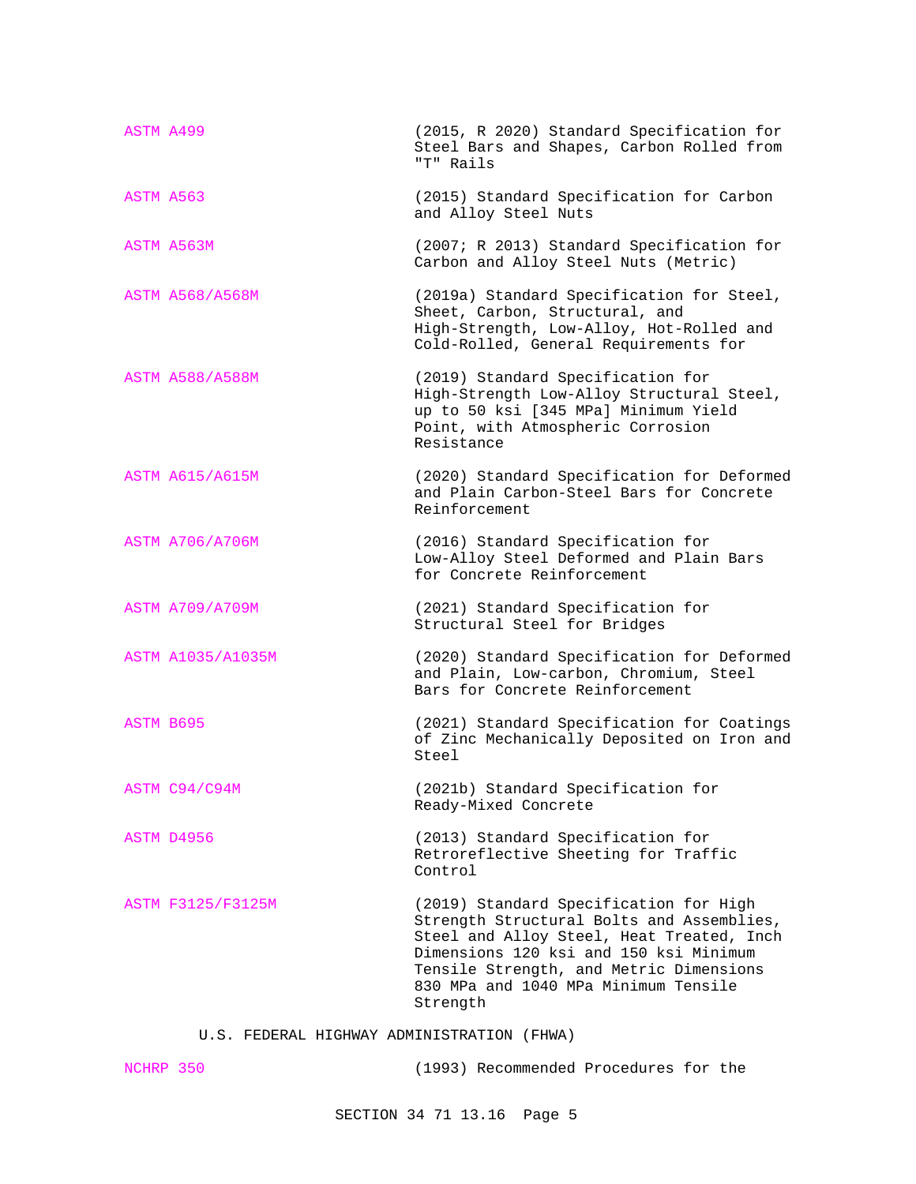| | |
|---|---|
| ASTM A499 | (2015, R 2020) Standard Specification for Steel Bars and Shapes, Carbon Rolled from "T" Rails |
| ASTM A563 | (2015) Standard Specification for Carbon and Alloy Steel Nuts |
| ASTM A563M | (2007; R 2013) Standard Specification for Carbon and Alloy Steel Nuts (Metric) |
| ASTM A568/A568M | (2019a) Standard Specification for Steel, Sheet, Carbon, Structural, and High-Strength, Low-Alloy, Hot-Rolled and Cold-Rolled, General Requirements for |
| ASTM A588/A588M | (2019) Standard Specification for High-Strength Low-Alloy Structural Steel, up to 50 ksi [345 MPa] Minimum Yield Point, with Atmospheric Corrosion Resistance |
| ASTM A615/A615M | (2020) Standard Specification for Deformed and Plain Carbon-Steel Bars for Concrete Reinforcement |
| ASTM A706/A706M | (2016) Standard Specification for Low-Alloy Steel Deformed and Plain Bars for Concrete Reinforcement |
| ASTM A709/A709M | (2021) Standard Specification for Structural Steel for Bridges |
| ASTM A1035/A1035M | (2020) Standard Specification for Deformed and Plain, Low-carbon, Chromium, Steel Bars for Concrete Reinforcement |
| ASTM B695 | (2021) Standard Specification for Coatings of Zinc Mechanically Deposited on Iron and Steel |
| ASTM C94/C94M | (2021b) Standard Specification for Ready-Mixed Concrete |
| ASTM D4956 | (2013) Standard Specification for Retroreflective Sheeting for Traffic Control |
| ASTM F3125/F3125M | (2019) Standard Specification for High Strength Structural Bolts and Assemblies, Steel and Alloy Steel, Heat Treated, Inch Dimensions 120 ksi and 150 ksi Minimum Tensile Strength, and Metric Dimensions 830 MPa and 1040 MPa Minimum Tensile Strength |

U.S. FEDERAL HIGHWAY ADMINISTRATION (FHWA)

| | |
|---|---|
| NCHRP 350 | (1993) Recommended Procedures for the |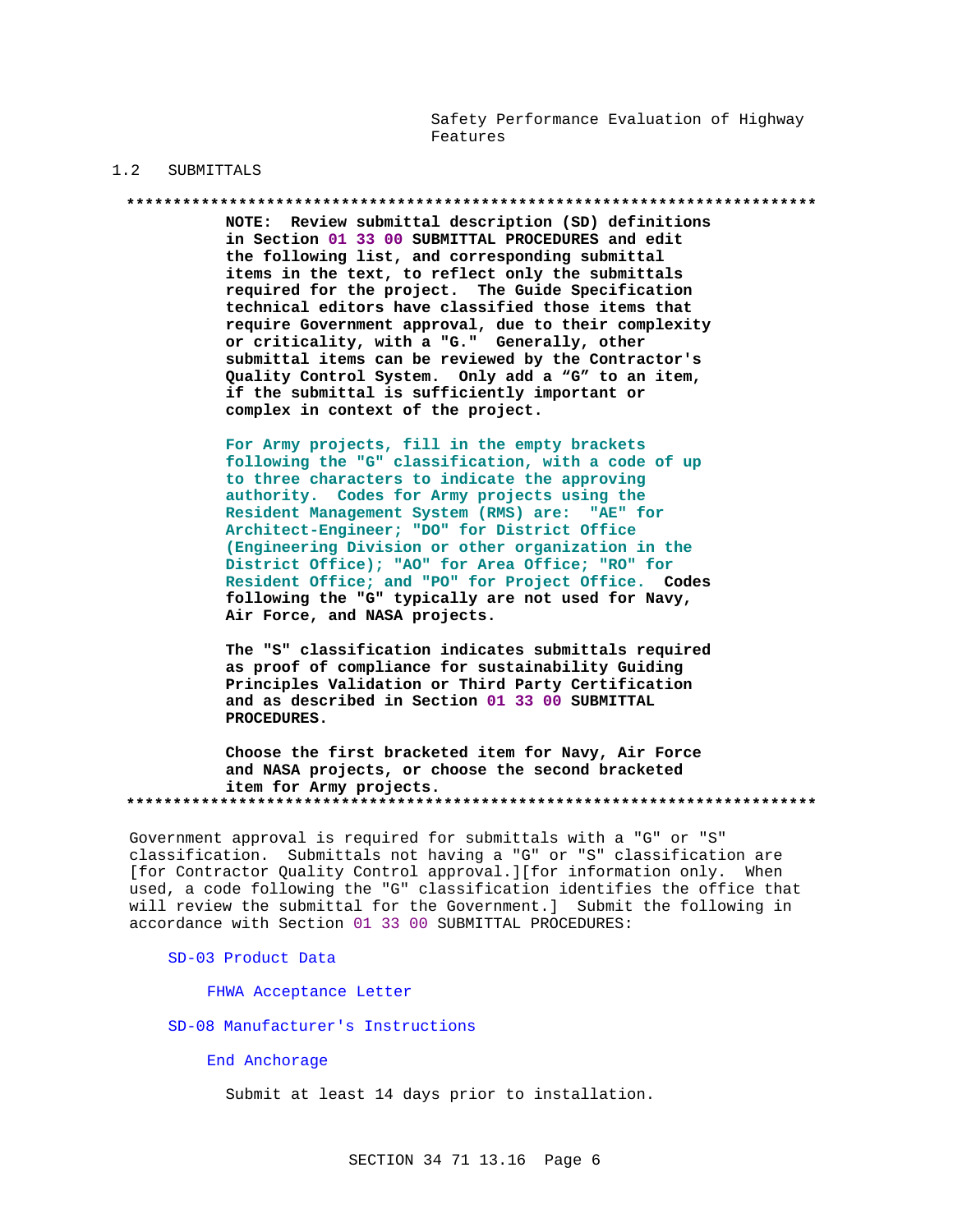Safety Performance Evaluation of Highway Features

## 1.2 SUBMITTALS

**************************************************************************

**NOTE: Review submittal description (SD) definitions in Section 01 33 00 SUBMITTAL PROCEDURES and edit the following list, and corresponding submittal items in the text, to reflect only the submittals required for the project. The Guide Specification technical editors have classified those items that require Government approval, due to their complexity or criticality, with a "G." Generally, other submittal items can be reviewed by the Contractor's Quality Control System. Only add a "G" to an item, if the submittal is sufficiently important or complex in context of the project.**

**For Army projects, fill in the empty brackets following the "G" classification, with a code of up to three characters to indicate the approving authority. Codes for Army projects using the Resident Management System (RMS) are: "AE" for Architect-Engineer; "DO" for District Office (Engineering Division or other organization in the District Office); "AO" for Area Office; "RO" for Resident Office; and "PO" for Project Office. Codes following the "G" typically are not used for Navy, Air Force, and NASA projects.**

**The "S" classification indicates submittals required as proof of compliance for sustainability Guiding Principles Validation or Third Party Certification and as described in Section 01 33 00 SUBMITTAL PROCEDURES.**

**Choose the first bracketed item for Navy, Air Force and NASA projects, or choose the second bracketed item for Army projects.**

**************************************************************************

Government approval is required for submittals with a "G" or "S" classification. Submittals not having a "G" or "S" classification are [for Contractor Quality Control approval.][for information only. When used, a code following the "G" classification identifies the office that will review the submittal for the Government.] Submit the following in accordance with Section 01 33 00 SUBMITTAL PROCEDURES:

SD-03 Product Data

FHWA Acceptance Letter

SD-08 Manufacturer's Instructions

End Anchorage

Submit at least 14 days prior to installation.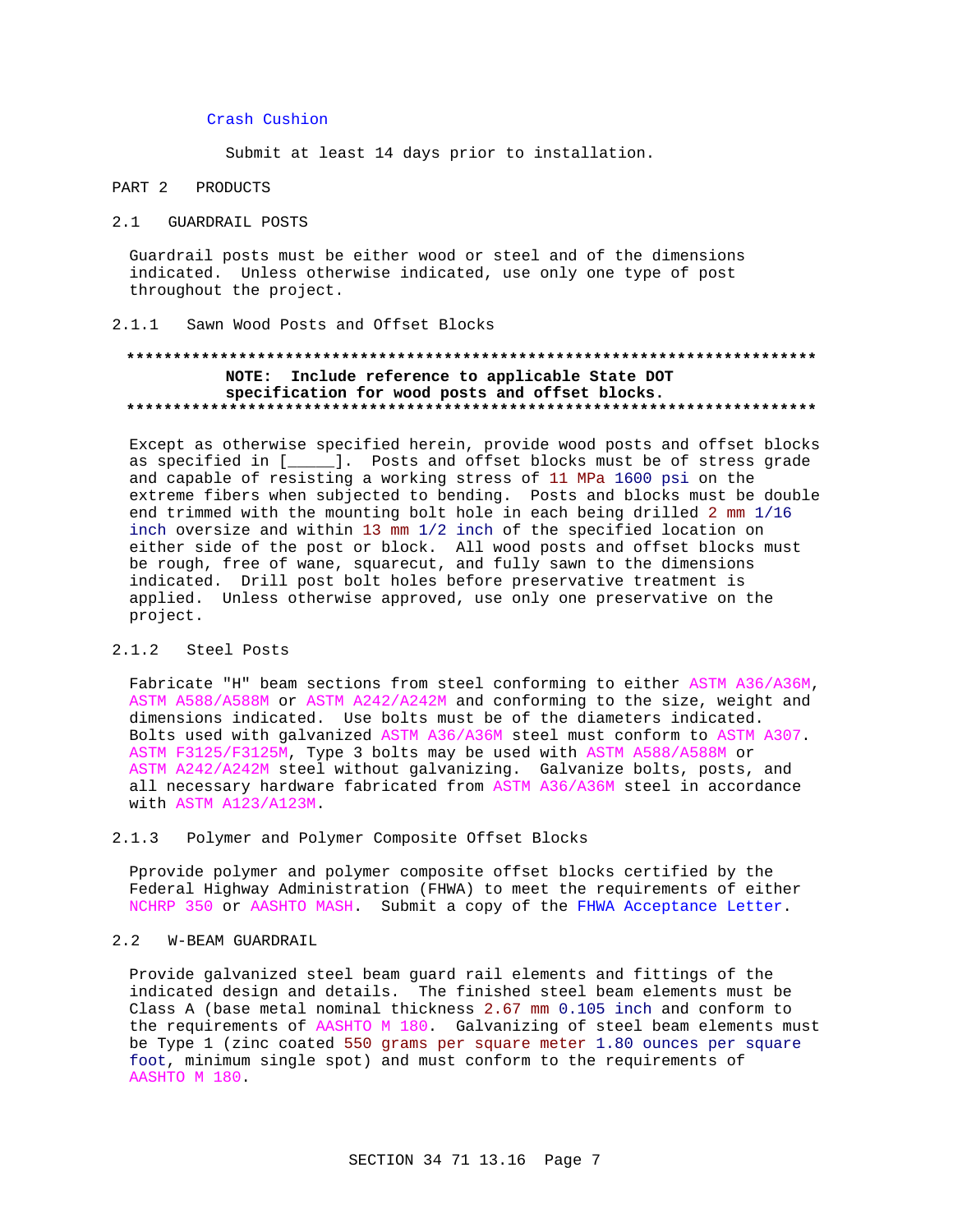Crash Cushion

Submit at least 14 days prior to installation.

# PART 2 PRODUCTS

## 2.1 GUARDRAIL POSTS

Guardrail posts must be either wood or steel and of the dimensions indicated. Unless otherwise indicated, use only one type of post throughout the project.

### 2.1.1 Sawn Wood Posts and Offset Blocks

**************************************************************************

**NOTE: Include reference to applicable State DOT specification for wood posts and offset blocks.**

**************************************************************************

Except as otherwise specified herein, provide wood posts and offset blocks as specified in [_____]. Posts and offset blocks must be of stress grade and capable of resisting a working stress of 11 MPa 1600 psi on the extreme fibers when subjected to bending. Posts and blocks must be double end trimmed with the mounting bolt hole in each being drilled 2 mm 1/16 inch oversize and within 13 mm 1/2 inch of the specified location on either side of the post or block. All wood posts and offset blocks must be rough, free of wane, squarecut, and fully sawn to the dimensions indicated. Drill post bolt holes before preservative treatment is applied. Unless otherwise approved, use only one preservative on the project.

### 2.1.2 Steel Posts

Fabricate "H" beam sections from steel conforming to either ASTM A36/A36M, ASTM A588/A588M or ASTM A242/A242M and conforming to the size, weight and dimensions indicated. Use bolts must be of the diameters indicated. Bolts used with galvanized ASTM A36/A36M steel must conform to ASTM A307. ASTM F3125/F3125M, Type 3 bolts may be used with ASTM A588/A588M or ASTM A242/A242M steel without galvanizing. Galvanize bolts, posts, and all necessary hardware fabricated from ASTM A36/A36M steel in accordance with ASTM A123/A123M.

### 2.1.3 Polymer and Polymer Composite Offset Blocks

Pprovide polymer and polymer composite offset blocks certified by the Federal Highway Administration (FHWA) to meet the requirements of either NCHRP 350 or AASHTO MASH. Submit a copy of the FHWA Acceptance Letter.

## 2.2 W-BEAM GUARDRAIL

Provide galvanized steel beam guard rail elements and fittings of the indicated design and details. The finished steel beam elements must be Class A (base metal nominal thickness 2.67 mm 0.105 inch and conform to the requirements of AASHTO M 180. Galvanizing of steel beam elements must be Type 1 (zinc coated 550 grams per square meter 1.80 ounces per square foot, minimum single spot) and must conform to the requirements of AASHTO M 180.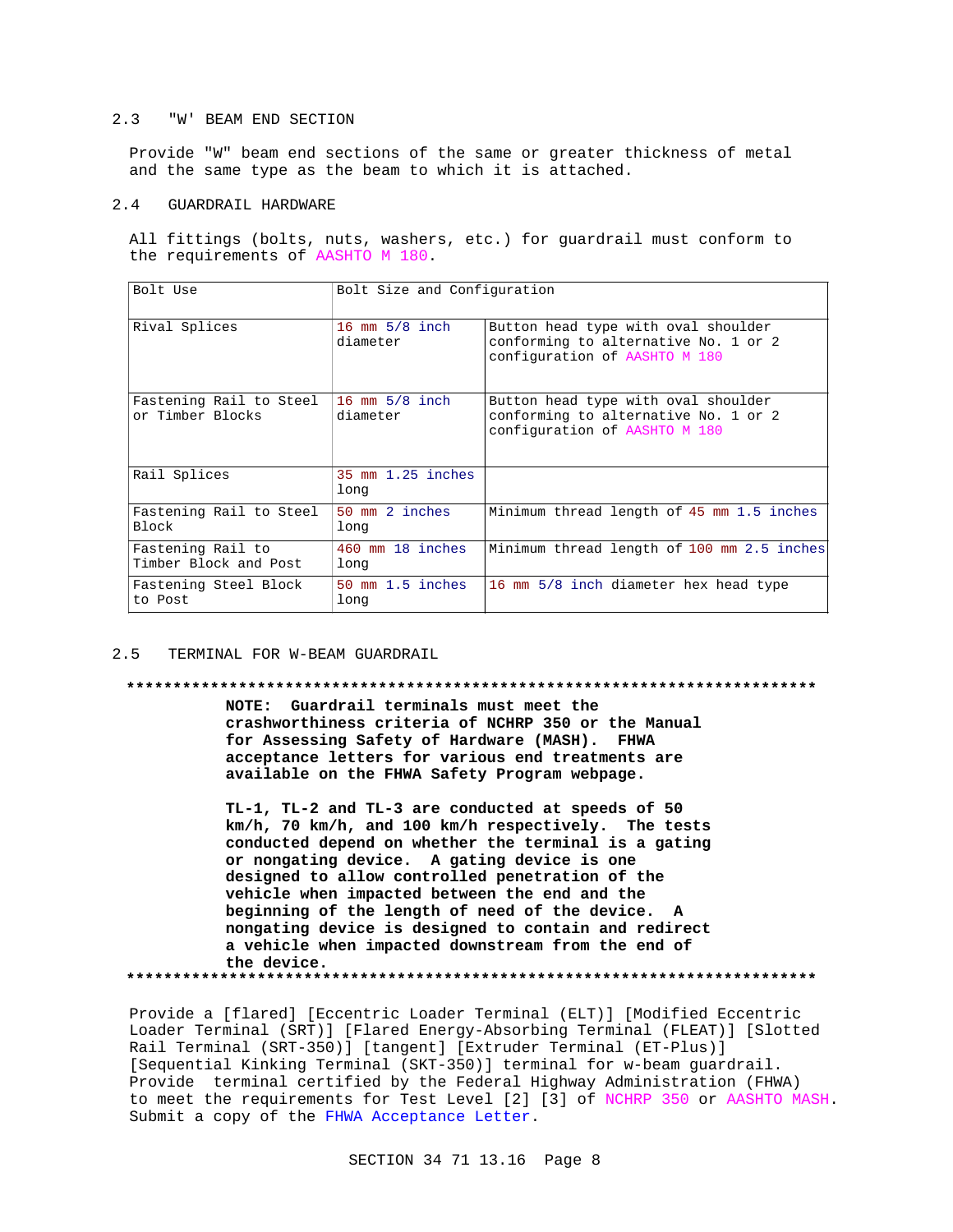## 2.3 "W' BEAM END SECTION

Provide "W" beam end sections of the same or greater thickness of metal and the same type as the beam to which it is attached.

## 2.4 GUARDRAIL HARDWARE

All fittings (bolts, nuts, washers, etc.) for guardrail must conform to the requirements of AASHTO M 180.

| Bolt Use | Bolt Size and Configuration | |
|---|---|---|
| Rival Splices | 16 mm 5/8 inch diameter | Button head type with oval shoulder conforming to alternative No. 1 or 2 configuration of AASHTO M 180 |
| Fastening Rail to Steel or Timber Blocks | 16 mm 5/8 inch diameter | Button head type with oval shoulder conforming to alternative No. 1 or 2 configuration of AASHTO M 180 |
| Rail Splices | 35 mm 1.25 inches long | |
| Fastening Rail to Steel Block | 50 mm 2 inches long | Minimum thread length of 45 mm 1.5 inches |
| Fastening Rail to Timber Block and Post | 460 mm 18 inches long | Minimum thread length of 100 mm 2.5 inches |
| Fastening Steel Block to Post | 50 mm 1.5 inches long | 16 mm 5/8 inch diameter hex head type |

## 2.5 TERMINAL FOR W-BEAM GUARDRAIL

**************************************************************************

**NOTE: Guardrail terminals must meet the crashworthiness criteria of NCHRP 350 or the Manual for Assessing Safety of Hardware (MASH). FHWA acceptance letters for various end treatments are available on the FHWA Safety Program webpage.**

**TL-1, TL-2 and TL-3 are conducted at speeds of 50 km/h, 70 km/h, and 100 km/h respectively. The tests conducted depend on whether the terminal is a gating or nongating device. A gating device is one designed to allow controlled penetration of the vehicle when impacted between the end and the beginning of the length of need of the device. A nongating device is designed to contain and redirect a vehicle when impacted downstream from the end of the device.**

**************************************************************************

Provide a [flared] [Eccentric Loader Terminal (ELT)] [Modified Eccentric Loader Terminal (SRT)] [Flared Energy-Absorbing Terminal (FLEAT)] [Slotted Rail Terminal (SRT-350)] [tangent] [Extruder Terminal (ET-Plus)] [Sequential Kinking Terminal (SKT-350)] terminal for w-beam guardrail. Provide terminal certified by the Federal Highway Administration (FHWA) to meet the requirements for Test Level [2] [3] of NCHRP 350 or AASHTO MASH. Submit a copy of the FHWA Acceptance Letter.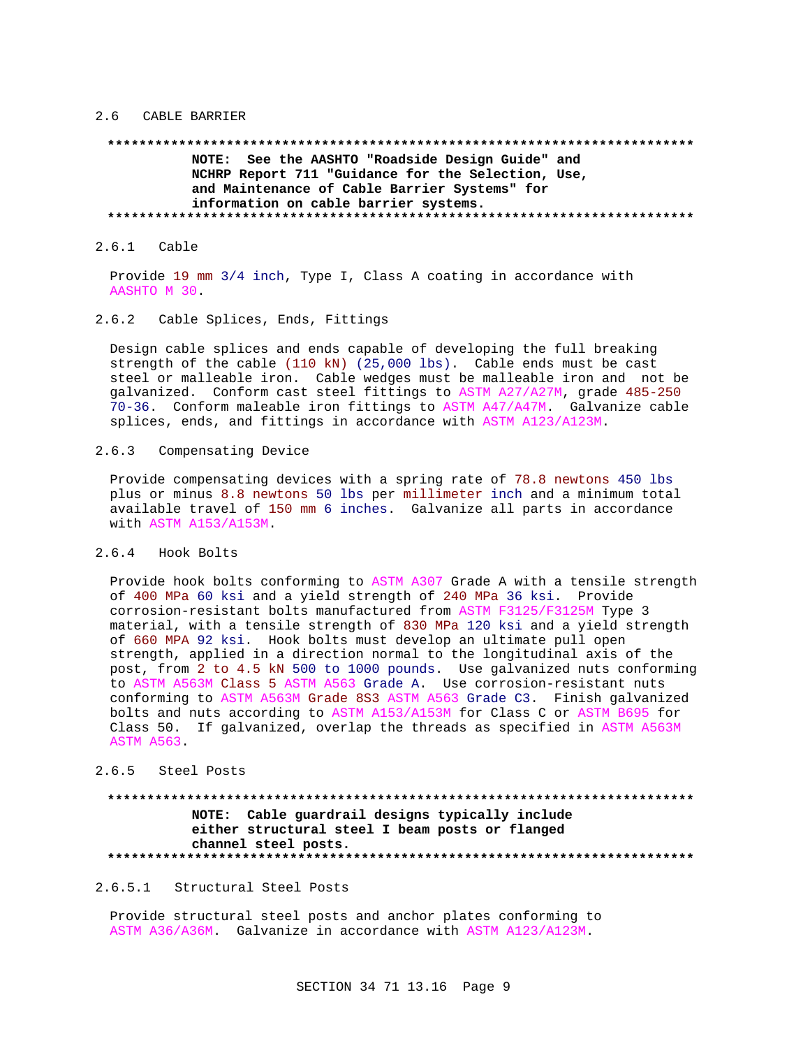## 2.6 CABLE BARRIER

**************************************************************************

**NOTE: See the AASHTO "Roadside Design Guide" and NCHRP Report 711 "Guidance for the Selection, Use, and Maintenance of Cable Barrier Systems" for information on cable barrier systems.**

**************************************************************************

### 2.6.1 Cable

Provide 19 mm 3/4 inch, Type I, Class A coating in accordance with AASHTO M 30.

### 2.6.2 Cable Splices, Ends, Fittings

Design cable splices and ends capable of developing the full breaking strength of the cable (110 kN) (25,000 lbs). Cable ends must be cast steel or malleable iron. Cable wedges must be malleable iron and not be galvanized. Conform cast steel fittings to ASTM A27/A27M, grade 485-250 70-36. Conform maleable iron fittings to ASTM A47/A47M. Galvanize cable splices, ends, and fittings in accordance with ASTM A123/A123M.

### 2.6.3 Compensating Device

Provide compensating devices with a spring rate of 78.8 newtons 450 lbs plus or minus 8.8 newtons 50 lbs per millimeter inch and a minimum total available travel of 150 mm 6 inches. Galvanize all parts in accordance with ASTM A153/A153M.

### 2.6.4 Hook Bolts

Provide hook bolts conforming to ASTM A307 Grade A with a tensile strength of 400 MPa 60 ksi and a yield strength of 240 MPa 36 ksi. Provide corrosion-resistant bolts manufactured from ASTM F3125/F3125M Type 3 material, with a tensile strength of 830 MPa 120 ksi and a yield strength of 660 MPA 92 ksi. Hook bolts must develop an ultimate pull open strength, applied in a direction normal to the longitudinal axis of the post, from 2 to 4.5 kN 500 to 1000 pounds. Use galvanized nuts conforming to ASTM A563M Class 5 ASTM A563 Grade A. Use corrosion-resistant nuts conforming to ASTM A563M Grade 8S3 ASTM A563 Grade C3. Finish galvanized bolts and nuts according to ASTM A153/A153M for Class C or ASTM B695 for Class 50. If galvanized, overlap the threads as specified in ASTM A563M ASTM A563.

### 2.6.5 Steel Posts

**************************************************************************

**NOTE: Cable guardrail designs typically include either structural steel I beam posts or flanged channel steel posts.**

**************************************************************************

#### 2.6.5.1 Structural Steel Posts

Provide structural steel posts and anchor plates conforming to ASTM A36/A36M. Galvanize in accordance with ASTM A123/A123M.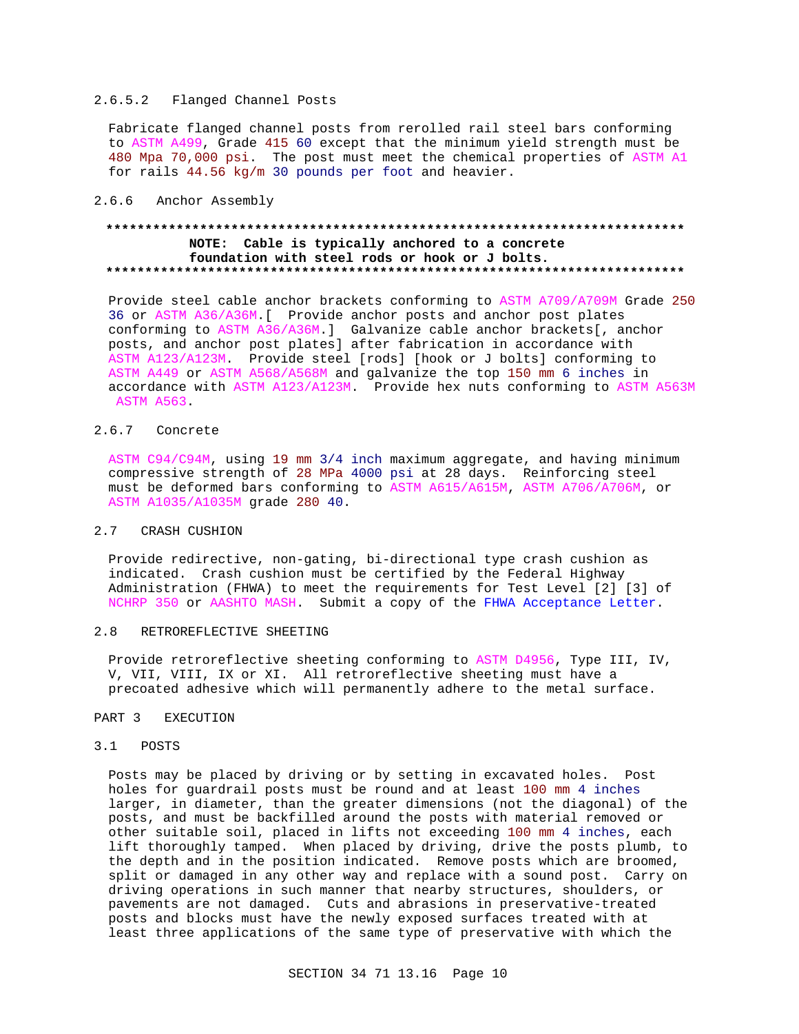#### 2.6.5.2 Flanged Channel Posts

Fabricate flanged channel posts from rerolled rail steel bars conforming to ASTM A499, Grade 415 60 except that the minimum yield strength must be 480 Mpa 70,000 psi. The post must meet the chemical properties of ASTM A1 for rails 44.56 kg/m 30 pounds per foot and heavier.

### 2.6.6 Anchor Assembly

**************************************************************************
**NOTE: Cable is typically anchored to a concrete foundation with steel rods or hook or J bolts.**
**************************************************************************

Provide steel cable anchor brackets conforming to ASTM A709/A709M Grade 250 36 or ASTM A36/A36M.[ Provide anchor posts and anchor post plates conforming to ASTM A36/A36M.] Galvanize cable anchor brackets[, anchor posts, and anchor post plates] after fabrication in accordance with ASTM A123/A123M. Provide steel [rods] [hook or J bolts] conforming to ASTM A449 or ASTM A568/A568M and galvanize the top 150 mm 6 inches in accordance with ASTM A123/A123M. Provide hex nuts conforming to ASTM A563M ASTM A563.

### 2.6.7 Concrete

ASTM C94/C94M, using 19 mm 3/4 inch maximum aggregate, and having minimum compressive strength of 28 MPa 4000 psi at 28 days. Reinforcing steel must be deformed bars conforming to ASTM A615/A615M, ASTM A706/A706M, or ASTM A1035/A1035M grade 280 40.

## 2.7 CRASH CUSHION

Provide redirective, non-gating, bi-directional type crash cushion as indicated. Crash cushion must be certified by the Federal Highway Administration (FHWA) to meet the requirements for Test Level [2] [3] of NCHRP 350 or AASHTO MASH. Submit a copy of the FHWA Acceptance Letter.

## 2.8 RETROREFLECTIVE SHEETING

Provide retroreflective sheeting conforming to ASTM D4956, Type III, IV, V, VII, VIII, IX or XI. All retroreflective sheeting must have a precoated adhesive which will permanently adhere to the metal surface.

# PART 3 EXECUTION

## 3.1 POSTS

Posts may be placed by driving or by setting in excavated holes. Post holes for guardrail posts must be round and at least 100 mm 4 inches larger, in diameter, than the greater dimensions (not the diagonal) of the posts, and must be backfilled around the posts with material removed or other suitable soil, placed in lifts not exceeding 100 mm 4 inches, each lift thoroughly tamped. When placed by driving, drive the posts plumb, to the depth and in the position indicated. Remove posts which are broomed, split or damaged in any other way and replace with a sound post. Carry on driving operations in such manner that nearby structures, shoulders, or pavements are not damaged. Cuts and abrasions in preservative-treated posts and blocks must have the newly exposed surfaces treated with at least three applications of the same type of preservative with which the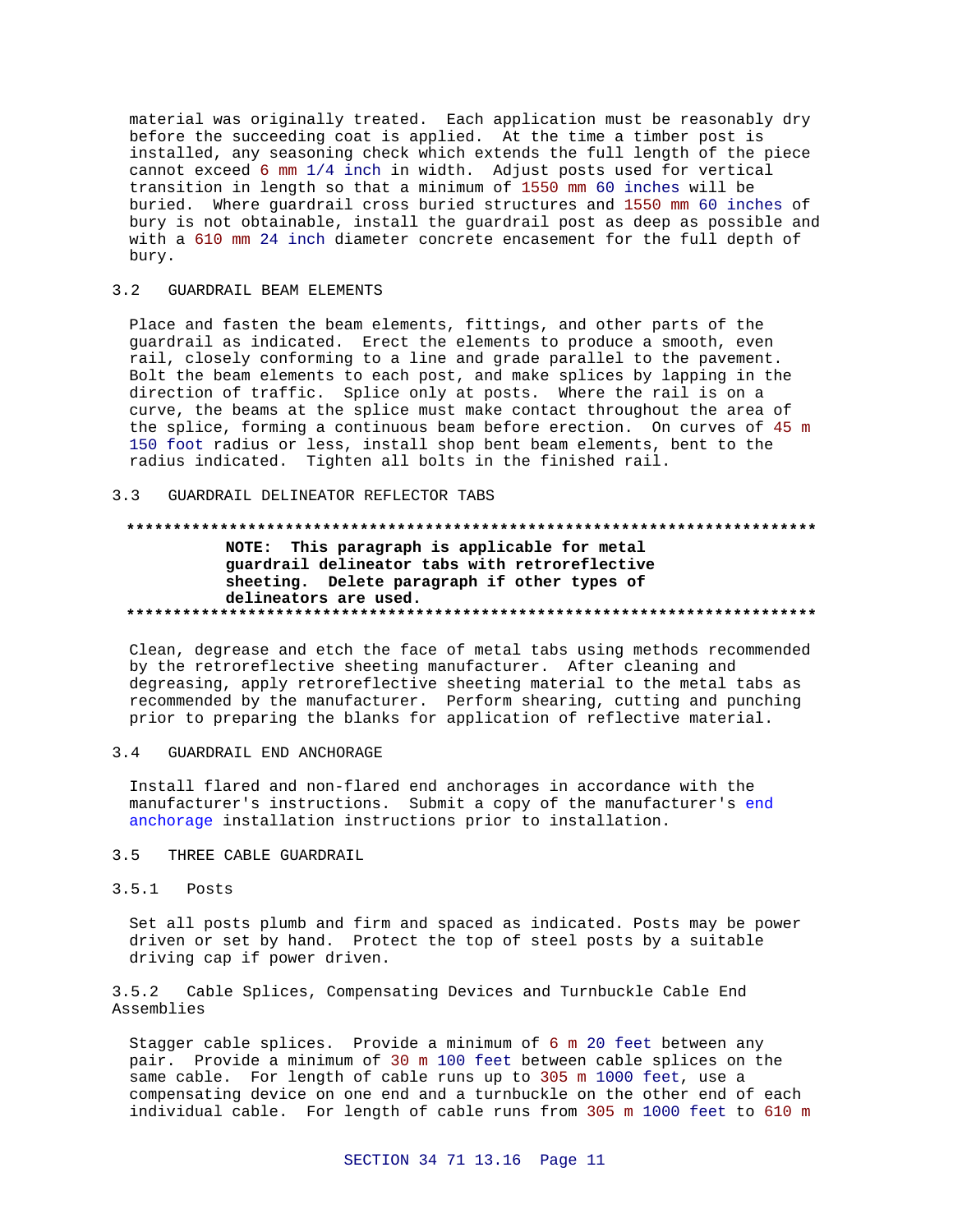material was originally treated. Each application must be reasonably dry before the succeeding coat is applied. At the time a timber post is installed, any seasoning check which extends the full length of the piece cannot exceed 6 mm 1/4 inch in width. Adjust posts used for vertical transition in length so that a minimum of 1550 mm 60 inches will be buried. Where guardrail cross buried structures and 1550 mm 60 inches of bury is not obtainable, install the guardrail post as deep as possible and with a 610 mm 24 inch diameter concrete encasement for the full depth of bury.

## 3.2 GUARDRAIL BEAM ELEMENTS

Place and fasten the beam elements, fittings, and other parts of the guardrail as indicated. Erect the elements to produce a smooth, even rail, closely conforming to a line and grade parallel to the pavement. Bolt the beam elements to each post, and make splices by lapping in the direction of traffic. Splice only at posts. Where the rail is on a curve, the beams at the splice must make contact throughout the area of the splice, forming a continuous beam before erection. On curves of 45 m 150 foot radius or less, install shop bent beam elements, bent to the radius indicated. Tighten all bolts in the finished rail.

## 3.3 GUARDRAIL DELINEATOR REFLECTOR TABS

**************************************************************************

**NOTE: This paragraph is applicable for metal guardrail delineator tabs with retroreflective sheeting. Delete paragraph if other types of delineators are used.**

**************************************************************************

Clean, degrease and etch the face of metal tabs using methods recommended by the retroreflective sheeting manufacturer. After cleaning and degreasing, apply retroreflective sheeting material to the metal tabs as recommended by the manufacturer. Perform shearing, cutting and punching prior to preparing the blanks for application of reflective material.

## 3.4 GUARDRAIL END ANCHORAGE

Install flared and non-flared end anchorages in accordance with the manufacturer's instructions. Submit a copy of the manufacturer's end anchorage installation instructions prior to installation.

## 3.5 THREE CABLE GUARDRAIL

### 3.5.1 Posts

Set all posts plumb and firm and spaced as indicated. Posts may be power driven or set by hand. Protect the top of steel posts by a suitable driving cap if power driven.

### 3.5.2 Cable Splices, Compensating Devices and Turnbuckle Cable End Assemblies

Stagger cable splices. Provide a minimum of 6 m 20 feet between any pair. Provide a minimum of 30 m 100 feet between cable splices on the same cable. For length of cable runs up to 305 m 1000 feet, use a compensating device on one end and a turnbuckle on the other end of each individual cable. For length of cable runs from 305 m 1000 feet to 610 m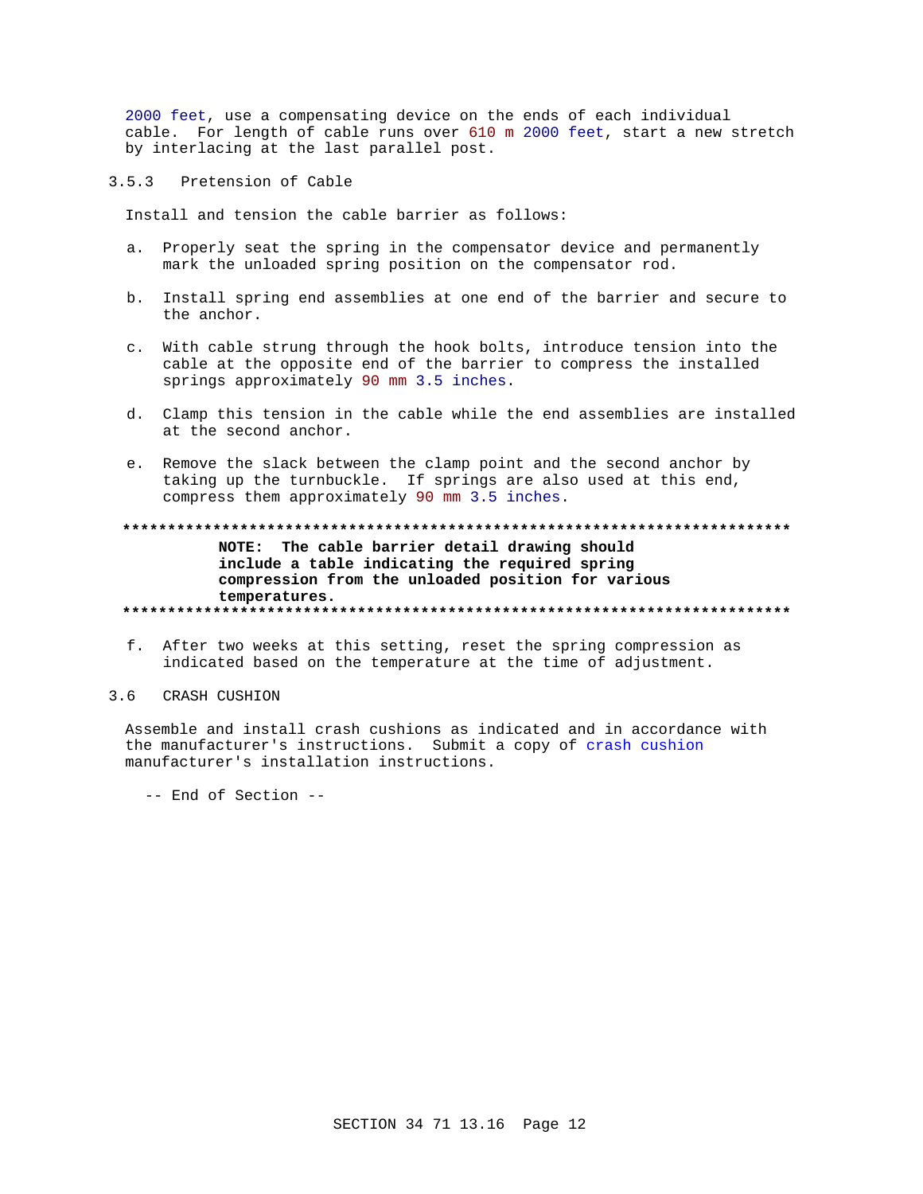2000 feet, use a compensating device on the ends of each individual cable. For length of cable runs over 610 m 2000 feet, start a new stretch by interlacing at the last parallel post.

### 3.5.3 Pretension of Cable

Install and tension the cable barrier as follows:

a. Properly seat the spring in the compensator device and permanently mark the unloaded spring position on the compensator rod.

b. Install spring end assemblies at one end of the barrier and secure to the anchor.

c. With cable strung through the hook bolts, introduce tension into the cable at the opposite end of the barrier to compress the installed springs approximately 90 mm 3.5 inches.

d. Clamp this tension in the cable while the end assemblies are installed at the second anchor.

e. Remove the slack between the clamp point and the second anchor by taking up the turnbuckle. If springs are also used at this end, compress them approximately 90 mm 3.5 inches.

**************************************************************************

**NOTE: The cable barrier detail drawing should include a table indicating the required spring compression from the unloaded position for various temperatures.**

**************************************************************************

f. After two weeks at this setting, reset the spring compression as indicated based on the temperature at the time of adjustment.

## 3.6 CRASH CUSHION

Assemble and install crash cushions as indicated and in accordance with the manufacturer's instructions. Submit a copy of crash cushion manufacturer's installation instructions.

-- End of Section --